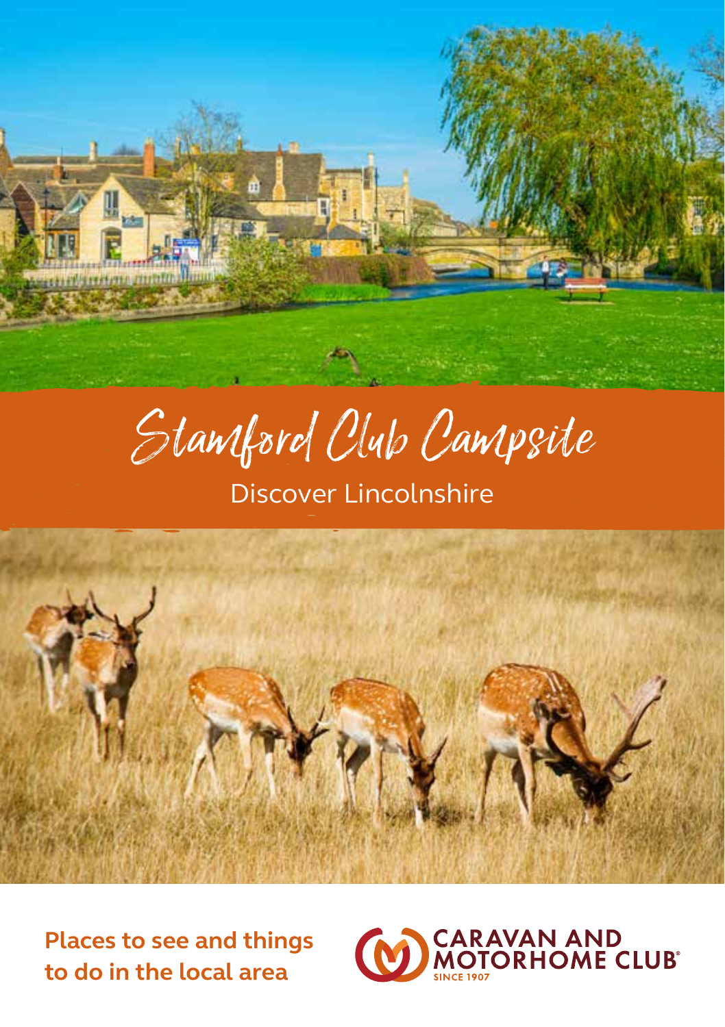# Stamford Club Campsite

## Discover Lincolnshire

**Places to see and things to do in the local area**

CARAVAN AND MOTORHOME CLUB
SINCE 1907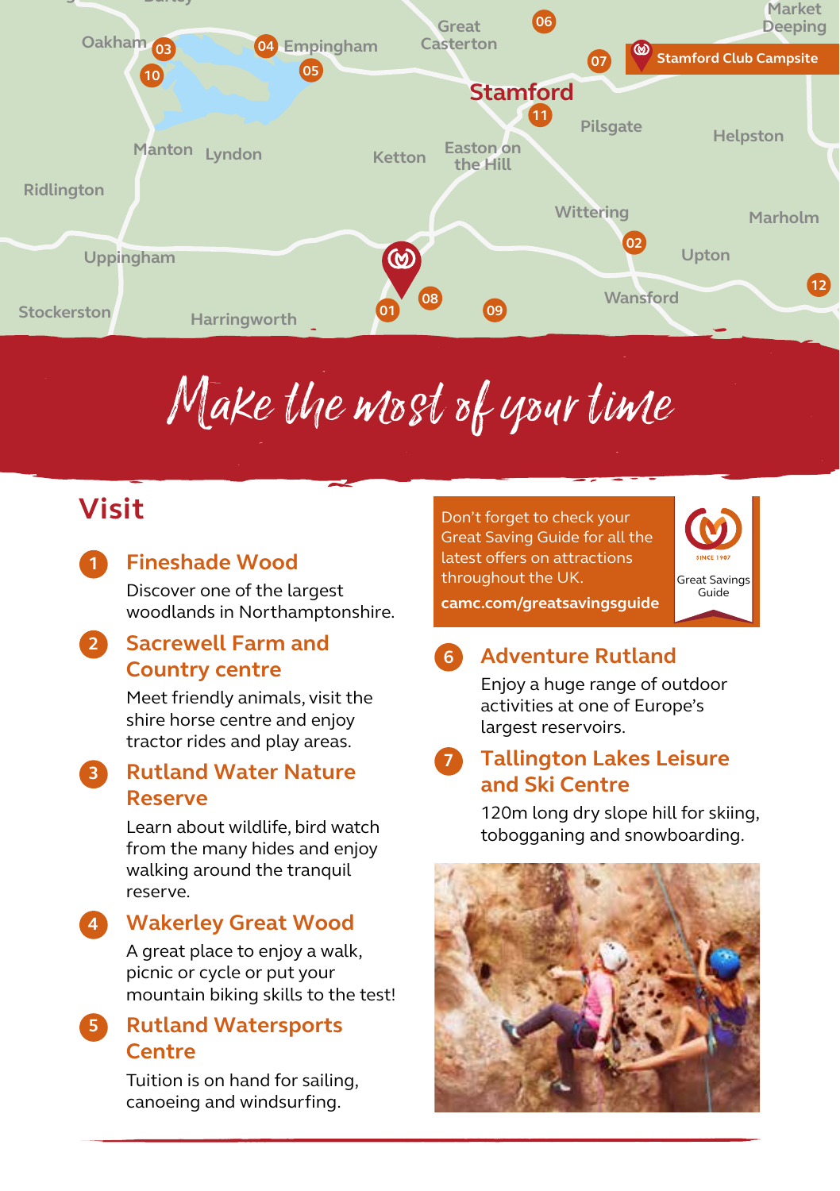# Make the most of your time

## Visit

1. **Fineshade Wood**

   Discover one of the largest woodlands in Northamptonshire.

2. **Sacrewell Farm and Country centre**

   Meet friendly animals, visit the shire horse centre and enjoy tractor rides and play areas.

3. **Rutland Water Nature Reserve**

   Learn about wildlife, bird watch from the many hides and enjoy walking around the tranquil reserve.

4. **Wakerley Great Wood**

   A great place to enjoy a walk, picnic or cycle or put your mountain biking skills to the test!

5. **Rutland Watersports Centre**

   Tuition is on hand for sailing, canoeing and windsurfing.

Don't forget to check your Great Saving Guide for all the latest offers on attractions throughout the UK.

**camc.com/greatsavingsguide**

Great Savings Guide

6. **Adventure Rutland**

   Enjoy a huge range of outdoor activities at one of Europe's largest reservoirs.

7. **Tallington Lakes Leisure and Ski Centre**

   120m long dry slope hill for skiing, tobogganing and snowboarding.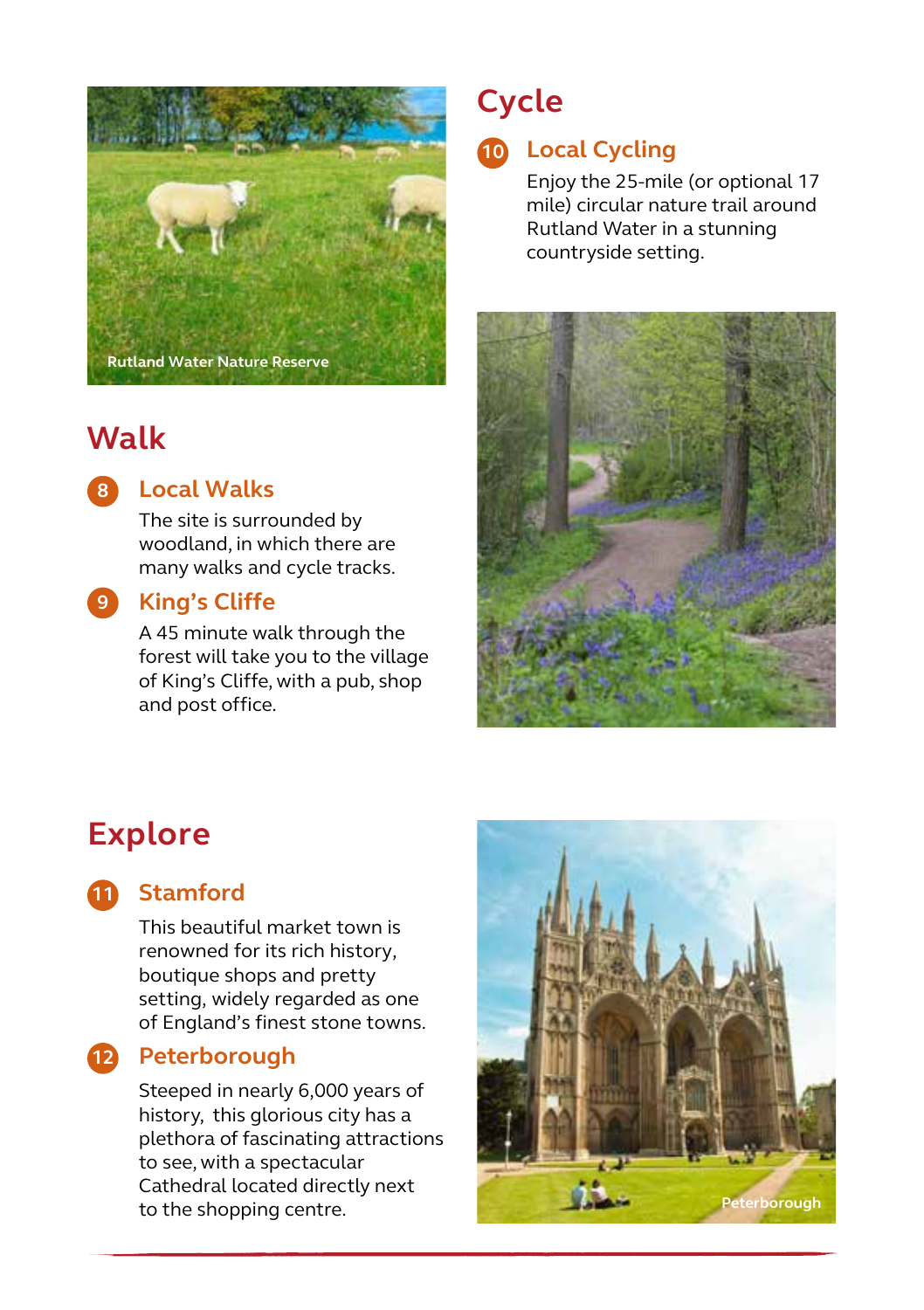Rutland Water Nature Reserve

## Walk

### 8 Local Walks

The site is surrounded by woodland, in which there are many walks and cycle tracks.

### 9 King's Cliffe

A 45 minute walk through the forest will take you to the village of King's Cliffe, with a pub, shop and post office.

## Cycle

### 10 Local Cycling

Enjoy the 25-mile (or optional 17 mile) circular nature trail around Rutland Water in a stunning countryside setting.

## Explore

### 11 Stamford

This beautiful market town is renowned for its rich history, boutique shops and pretty setting, widely regarded as one of England's finest stone towns.

### 12 Peterborough

Steeped in nearly 6,000 years of history, this glorious city has a plethora of fascinating attractions to see, with a spectacular Cathedral located directly next to the shopping centre.

Peterborough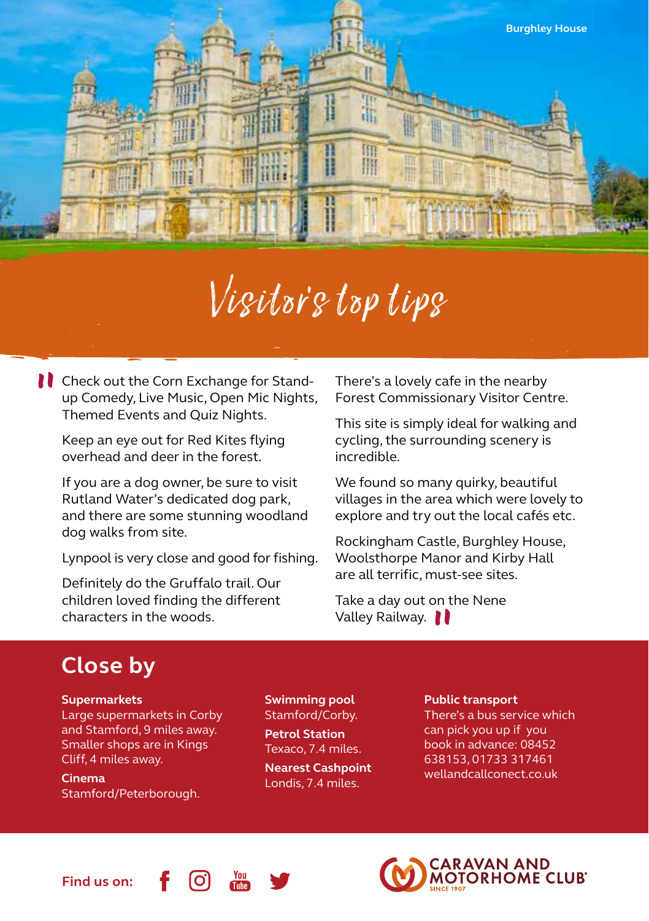Burghley House

# Visitor's top tips

Check out the Corn Exchange for Stand-up Comedy, Live Music, Open Mic Nights, Themed Events and Quiz Nights.

Keep an eye out for Red Kites flying overhead and deer in the forest.

If you are a dog owner, be sure to visit Rutland Water's dedicated dog park, and there are some stunning woodland dog walks from site.

Lynpool is very close and good for fishing.

Definitely do the Gruffalo trail. Our children loved finding the different characters in the woods.

There's a lovely cafe in the nearby Forest Commissionary Visitor Centre.

This site is simply ideal for walking and cycling, the surrounding scenery is incredible.

We found so many quirky, beautiful villages in the area which were lovely to explore and try out the local cafés etc.

Rockingham Castle, Burghley House, Woolsthorpe Manor and Kirby Hall are all terrific, must-see sites.

Take a day out on the Nene Valley Railway.

## Close by

**Supermarkets**
Large supermarkets in Corby and Stamford, 9 miles away. Smaller shops are in Kings Cliff, 4 miles away.

**Cinema**
Stamford/Peterborough.

**Swimming pool**
Stamford/Corby.

**Petrol Station**
Texaco, 7.4 miles.

**Nearest Cashpoint**
Londis, 7.4 miles.

**Public transport**
There's a bus service which can pick you up if you book in advance: 08452 638153, 01733 317461 wellandcallconect.co.uk

**Find us on:**

CARAVAN AND MOTORHOME CLUB
SINCE 1907